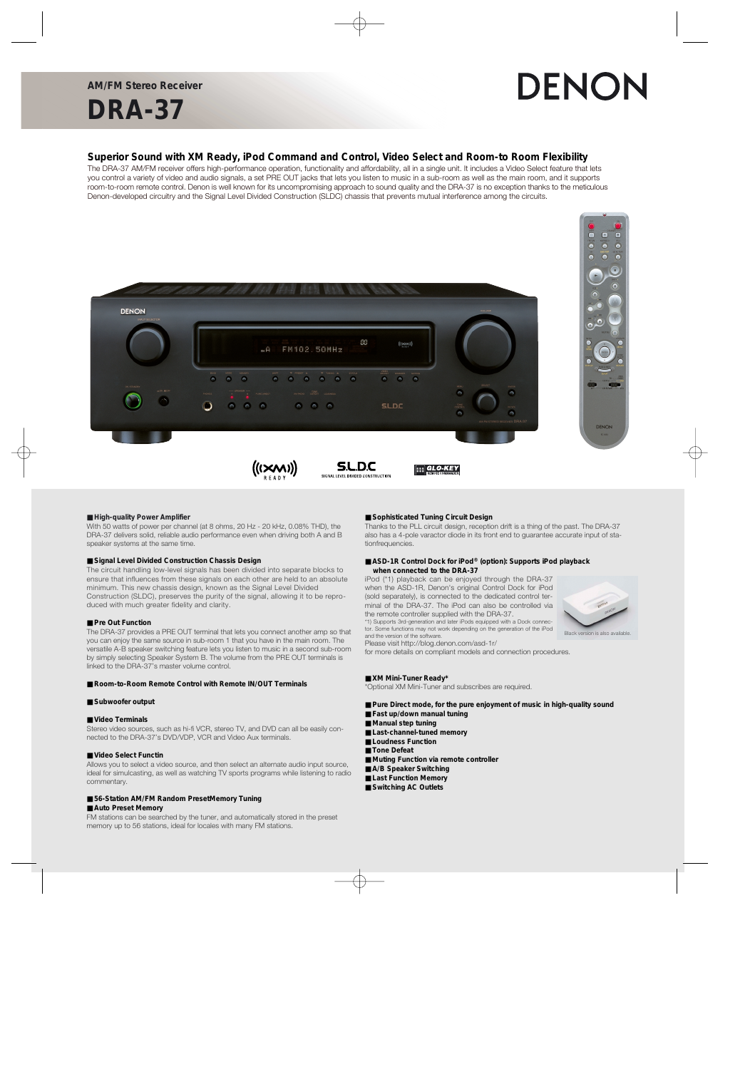**AM/FM Stereo Receiver**

# DRA-37

DENON

## Superior Sound with XM Ready, iPod Command and Control, Video Select and Room-to Room Flexibility

The DRA-37 AM/FM receiver offers high-performance operation, functionality and affordability, all in a single unit. It includes a Video Select feature that lets you control a variety of video and audio signals, a set PRE OUT jacks that lets you listen to music in a sub-room as well as the main room, and it supports room-to-room remote control. Denon is well known for its uncompromising approach to sound quality and the DRA-37 is no exception thanks to the meticulous Denon-developed circuitry and the Signal Level Divided Construction (SLDC) chassis that prevents mutual interference among the circuits.

### ■ High-quality Power Amplifier

With 50 watts of power per channel (at 8 ohms, 20 Hz - 20 kHz, 0.08% THD), the DRA-37 delivers solid, reliable audio performance even when driving both A and B speaker systems at the same time.

### ■ Signal Level Divided Construction Chassis Design

The circuit handling low-level signals has been divided into separate blocks to ensure that influences from these signals on each other are held to an absolute minimum. This new chassis design, known as the Signal Level Divided Construction (SLDC), preserves the purity of the signal, allowing it to be reproduced with much greater fidelity and clarity.

### ■ Pre Out Function

The DRA-37 provides a PRE OUT terminal that lets you connect another amp so that you can enjoy the same source in sub-room 1 that you have in the main room. The versatile A-B speaker switching feature lets you listen to music in a second sub-room by simply selecting Speaker System B. The volume from the PRE OUT terminals is linked to the DRA-37's master volume control.

### ■ Room-to-Room Remote Control with Remote IN/OUT Terminals

### ■ Subwoofer output

### ■ Video Terminals

Stereo video sources, such as hi-fi VCR, stereo TV, and DVD can all be easily connected to the DRA-37's DVD/VDP, VCR and Video Aux terminals.

### ■ Video Select Functin

Allows you to select a video source, and then select an alternate audio input source, ideal for simulcasting, as well as watching TV sports programs while listening to radio commentary.

### ■ 56-Station AM/FM Random PresetMemory Tuning

### ■ Auto Preset Memory

FM stations can be searched by the tuner, and automatically stored in the preset memory up to 56 stations, ideal for locales with many FM stations.

### ■ Sophisticated Tuning Circuit Design

Thanks to the PLL circuit design, reception drift is a thing of the past. The DRA-37 also has a 4-pole varactor diode in its front end to guarantee accurate input of stationfrequencies.

### ■ ASD-1R Control Dock for iPod® (option): Supports iPod playback when connected to the DRA-37

iPod (*1) playback can be enjoyed through the DRA-37 when the ASD-1R, Denon's original Control Dock for iPod (sold separately), is connected to the dedicated control terminal of the DRA-37. The iPod can also be controlled via the remote controller supplied with the DRA-37.

*1) Supports 3rd-generation and later iPods equipped with a Dock connector. Some functions may not work depending on the generation of the iPod and the version of the software.

Black version is also available.

Please visit http://blog.denon.com/asd-1r/ for more details on compliant models and connection procedures.

### ■ XM Mini-Tuner Ready*

*Optional XM Mini-Tuner and subscribes are required.

### ■ Pure Direct mode, for the pure enjoyment of music in high-quality sound
### ■ Fast up/down manual tuning
### ■ Manual step tuning
### ■ Last-channel-tuned memory
### ■ Loudness Function
### ■ Tone Defeat
### ■ Muting Function via remote controller
### ■ A/B Speaker Switching
### ■ Last Function Memory
### ■ Switching AC Outlets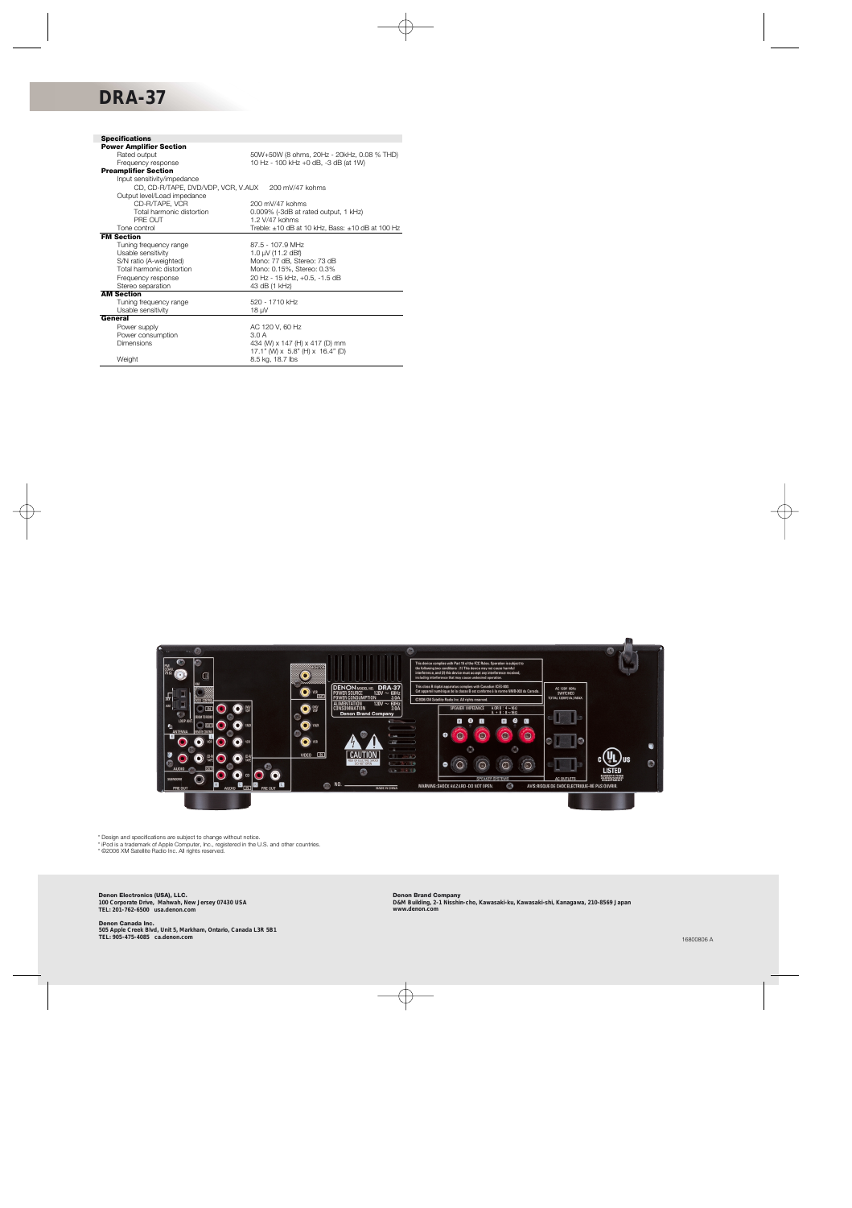# DRA-37

| Specifications | |
|---|---|
| **Power Amplifier Section** | |
| Rated output | 50W+50W (8 ohms, 20Hz - 20kHz, 0.08 % THD) |
| Frequency response | 10 Hz - 100 kHz +0 dB, -3 dB (at 1W) |
| **Preamplifier Section** | |
| Input sensitivity/impedance | |
| CD, CD-R/TAPE, DVD/VDP, VCR, V.AUX | 200 mV/47 kohms |
| Output level/Load impedance | |
| CD-R/TAPE, VCR | 200 mV/47 kohms |
| Total harmonic distortion | 0.009% (-3dB at rated output, 1 kHz) |
| PRE OUT | 1.2 V/47 kohms |
| Tone control | Treble: ±10 dB at 10 kHz, Bass: ±10 dB at 100 Hz |
| **FM Section** | |
| Tuning frequency range | 87.5 - 107.9 MHz |
| Usable sensitivity | 1.0 μV (11.2 dBf) |
| S/N ratio (A-weighted) | Mono: 77 dB, Stereo: 73 dB |
| Total harmonic distortion | Mono: 0.15%, Stereo: 0.3% |
| Frequency response | 20 Hz - 15 kHz, +0.5, -1.5 dB |
| Stereo separation | 43 dB (1 kHz) |
| **AM Section** | |
| Tuning frequency range | 520 - 1710 kHz |
| Usable sensitivity | 18 μV |
| **General** | |
| Power supply | AC 120 V, 60 Hz |
| Power consumption | 3.0 A |
| Dimensions | 434 (W) x 147 (H) x 417 (D) mm<br>17.1" (W) x 5.8" (H) x 16.4" (D) |
| Weight | 8.5 kg, 18.7 lbs |

\* Design and specifications are subject to change without notice.
\* iPod is a trademark of Apple Computer, Inc., registered in the U.S. and other countries.
\* ©2006 XM Satellite Radio Inc. All rights reserved.

**Denon Electronics (USA), LLC.**
**100 Corporate Drive, Mahwah, New Jersey 07430 USA**
**TEL: 201-762-6500 usa.denon.com**

**Denon Canada Inc.**
**505 Apple Creek Blvd, Unit 5, Markham, Ontario, Canada L3R 5B1**
**TEL: 905-475-4085 ca.denon.com**

**Denon Brand Company**
**D&M Building, 2-1 Nisshin-cho, Kawasaki-ku, Kawasaki-shi, Kanagawa, 210-8569 Japan**
**www.denon.com**

16800806 A